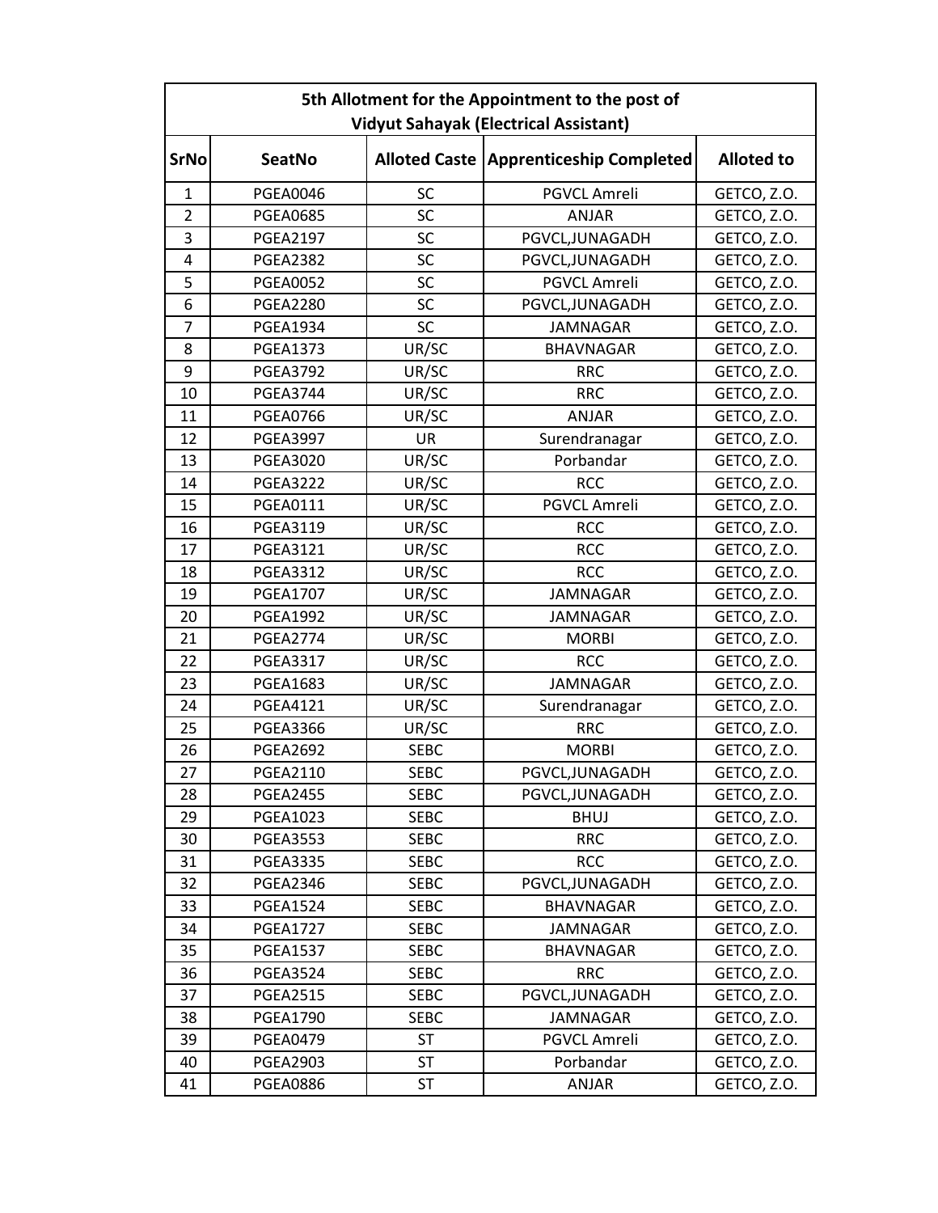| 5th Allotment for the Appointment to the post of Vidyut Sahayak (Electrical Assistant) | | | | |
|---|---|---|---|---|
| **SrNo** | **SeatNo** | **Alloted Caste** | **Apprenticeship Completed** | **Alloted to** |
| 1 | PGEA0046 | SC | PGVCL Amreli | GETCO, Z.O. |
| 2 | PGEA0685 | SC | ANJAR | GETCO, Z.O. |
| 3 | PGEA2197 | SC | PGVCL,JUNAGADH | GETCO, Z.O. |
| 4 | PGEA2382 | SC | PGVCL,JUNAGADH | GETCO, Z.O. |
| 5 | PGEA0052 | SC | PGVCL Amreli | GETCO, Z.O. |
| 6 | PGEA2280 | SC | PGVCL,JUNAGADH | GETCO, Z.O. |
| 7 | PGEA1934 | SC | JAMNAGAR | GETCO, Z.O. |
| 8 | PGEA1373 | UR/SC | BHAVNAGAR | GETCO, Z.O. |
| 9 | PGEA3792 | UR/SC | RRC | GETCO, Z.O. |
| 10 | PGEA3744 | UR/SC | RRC | GETCO, Z.O. |
| 11 | PGEA0766 | UR/SC | ANJAR | GETCO, Z.O. |
| 12 | PGEA3997 | UR | Surendranagar | GETCO, Z.O. |
| 13 | PGEA3020 | UR/SC | Porbandar | GETCO, Z.O. |
| 14 | PGEA3222 | UR/SC | RCC | GETCO, Z.O. |
| 15 | PGEA0111 | UR/SC | PGVCL Amreli | GETCO, Z.O. |
| 16 | PGEA3119 | UR/SC | RCC | GETCO, Z.O. |
| 17 | PGEA3121 | UR/SC | RCC | GETCO, Z.O. |
| 18 | PGEA3312 | UR/SC | RCC | GETCO, Z.O. |
| 19 | PGEA1707 | UR/SC | JAMNAGAR | GETCO, Z.O. |
| 20 | PGEA1992 | UR/SC | JAMNAGAR | GETCO, Z.O. |
| 21 | PGEA2774 | UR/SC | MORBI | GETCO, Z.O. |
| 22 | PGEA3317 | UR/SC | RCC | GETCO, Z.O. |
| 23 | PGEA1683 | UR/SC | JAMNAGAR | GETCO, Z.O. |
| 24 | PGEA4121 | UR/SC | Surendranagar | GETCO, Z.O. |
| 25 | PGEA3366 | UR/SC | RRC | GETCO, Z.O. |
| 26 | PGEA2692 | SEBC | MORBI | GETCO, Z.O. |
| 27 | PGEA2110 | SEBC | PGVCL,JUNAGADH | GETCO, Z.O. |
| 28 | PGEA2455 | SEBC | PGVCL,JUNAGADH | GETCO, Z.O. |
| 29 | PGEA1023 | SEBC | BHUJ | GETCO, Z.O. |
| 30 | PGEA3553 | SEBC | RRC | GETCO, Z.O. |
| 31 | PGEA3335 | SEBC | RCC | GETCO, Z.O. |
| 32 | PGEA2346 | SEBC | PGVCL,JUNAGADH | GETCO, Z.O. |
| 33 | PGEA1524 | SEBC | BHAVNAGAR | GETCO, Z.O. |
| 34 | PGEA1727 | SEBC | JAMNAGAR | GETCO, Z.O. |
| 35 | PGEA1537 | SEBC | BHAVNAGAR | GETCO, Z.O. |
| 36 | PGEA3524 | SEBC | RRC | GETCO, Z.O. |
| 37 | PGEA2515 | SEBC | PGVCL,JUNAGADH | GETCO, Z.O. |
| 38 | PGEA1790 | SEBC | JAMNAGAR | GETCO, Z.O. |
| 39 | PGEA0479 | ST | PGVCL Amreli | GETCO, Z.O. |
| 40 | PGEA2903 | ST | Porbandar | GETCO, Z.O. |
| 41 | PGEA0886 | ST | ANJAR | GETCO, Z.O. |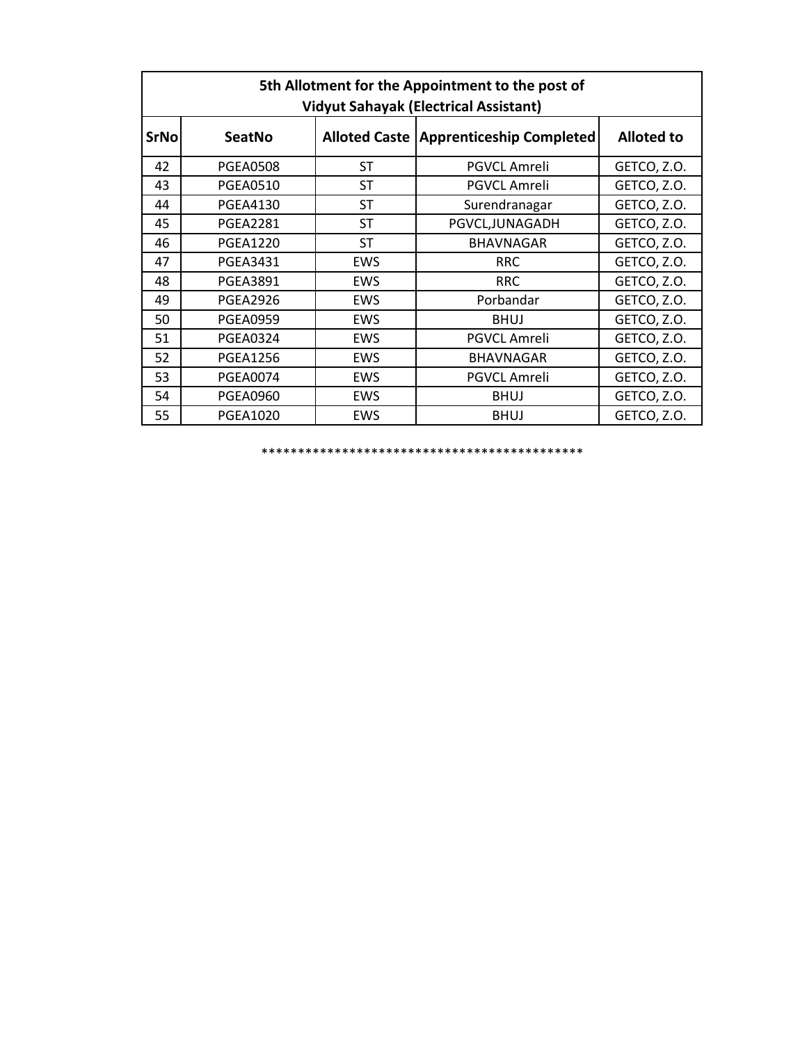| 5th Allotment for the Appointment to the post of Vidyut Sahayak (Electrical Assistant) | | | | |
|---|---|---|---|---|
| **SrNo** | **SeatNo** | **Alloted Caste** | **Apprenticeship Completed** | **Alloted to** |
| 42 | PGEA0508 | ST | PGVCL Amreli | GETCO, Z.O. |
| 43 | PGEA0510 | ST | PGVCL Amreli | GETCO, Z.O. |
| 44 | PGEA4130 | ST | Surendranagar | GETCO, Z.O. |
| 45 | PGEA2281 | ST | PGVCL,JUNAGADH | GETCO, Z.O. |
| 46 | PGEA1220 | ST | BHAVNAGAR | GETCO, Z.O. |
| 47 | PGEA3431 | EWS | RRC | GETCO, Z.O. |
| 48 | PGEA3891 | EWS | RRC | GETCO, Z.O. |
| 49 | PGEA2926 | EWS | Porbandar | GETCO, Z.O. |
| 50 | PGEA0959 | EWS | BHUJ | GETCO, Z.O. |
| 51 | PGEA0324 | EWS | PGVCL Amreli | GETCO, Z.O. |
| 52 | PGEA1256 | EWS | BHAVNAGAR | GETCO, Z.O. |
| 53 | PGEA0074 | EWS | PGVCL Amreli | GETCO, Z.O. |
| 54 | PGEA0960 | EWS | BHUJ | GETCO, Z.O. |
| 55 | PGEA1020 | EWS | BHUJ | GETCO, Z.O. |

********************************************